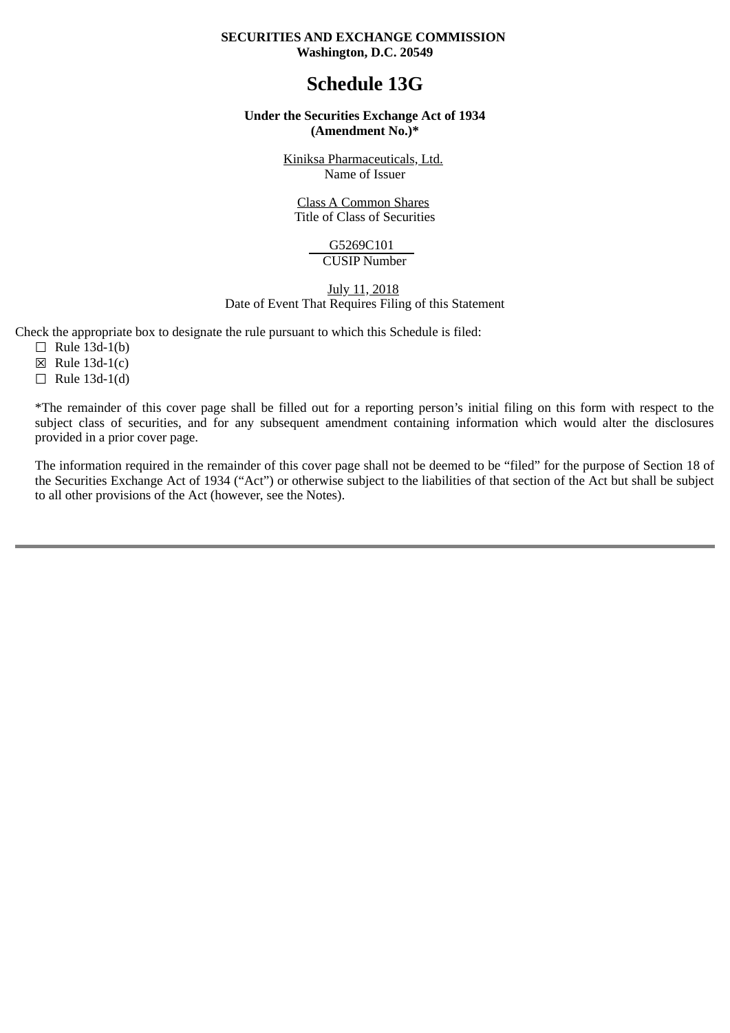**SECURITIES AND EXCHANGE COMMISSION**
**Washington, D.C. 20549**

# Schedule 13G

**Under the Securities Exchange Act of 1934**
**(Amendment No.)***

Kiniksa Pharmaceuticals, Ltd.
Name of Issuer

Class A Common Shares
Title of Class of Securities

G5269C101
CUSIP Number

July 11, 2018
Date of Event That Requires Filing of this Statement

Check the appropriate box to designate the rule pursuant to which this Schedule is filed:

☐ Rule 13d-1(b)
☒ Rule 13d-1(c)
☐ Rule 13d-1(d)

*The remainder of this cover page shall be filled out for a reporting person's initial filing on this form with respect to the subject class of securities, and for any subsequent amendment containing information which would alter the disclosures provided in a prior cover page.

The information required in the remainder of this cover page shall not be deemed to be "filed" for the purpose of Section 18 of the Securities Exchange Act of 1934 ("Act") or otherwise subject to the liabilities of that section of the Act but shall be subject to all other provisions of the Act (however, see the Notes).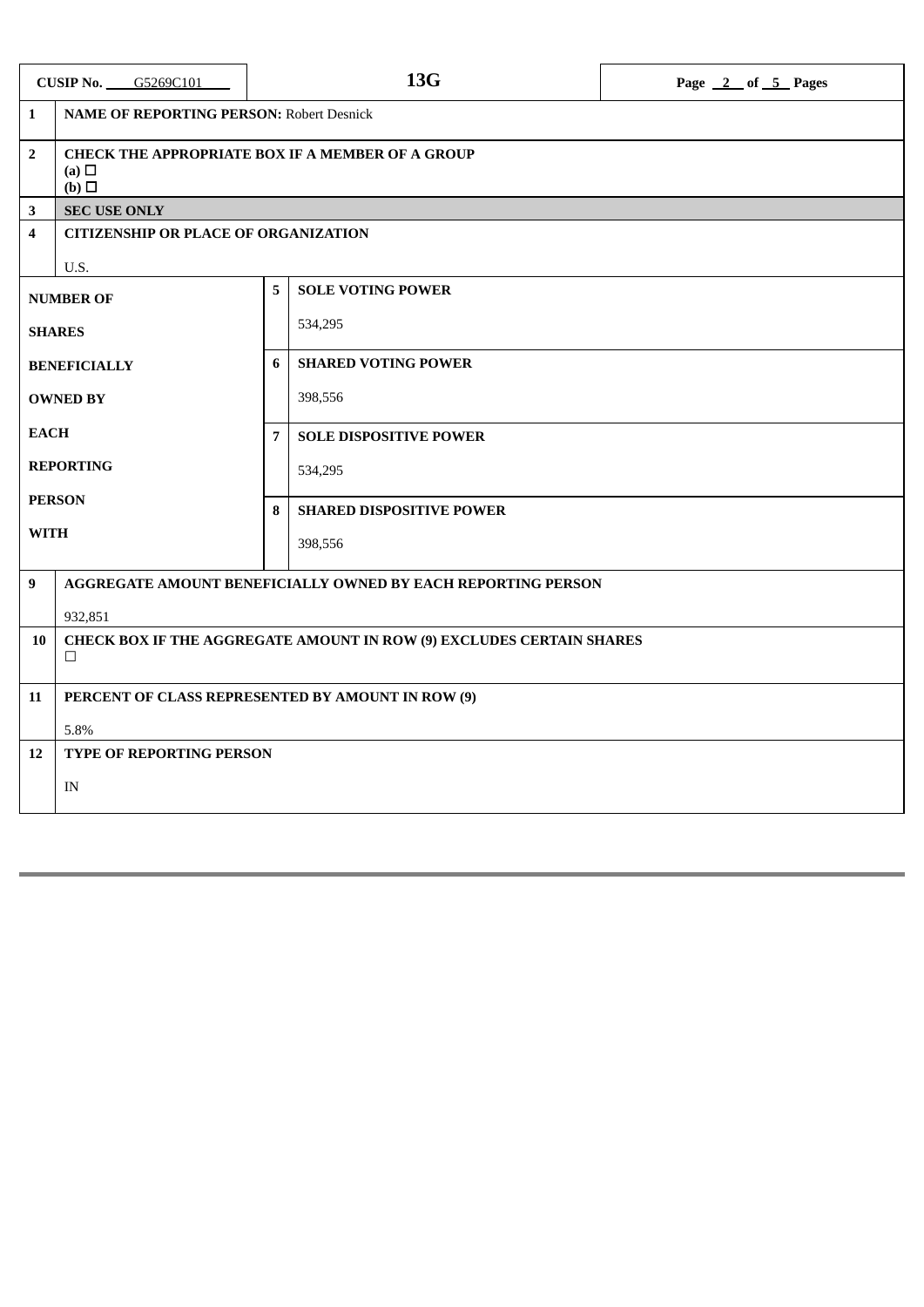| CUSIP No. G5269C101 | | 13G | |
|---|---|---|---|
| **1** | **NAME OF REPORTING PERSON:** Robert Desnick | | |
| **2** | **CHECK THE APPROPRIATE BOX IF A MEMBER OF A GROUP**<br>**(a)** ☐<br>**(b)** ☐ | | |
| **3** | **SEC USE ONLY** | | |
| **4** | **CITIZENSHIP OR PLACE OF ORGANIZATION**<br><br>U.S. | | |
| **NUMBER OF SHARES BENEFICIALLY OWNED BY EACH REPORTING PERSON WITH** | | **5** | **SOLE VOTING POWER**<br><br>534,295 |
| | | **6** | **SHARED VOTING POWER**<br><br>398,556 |
| | | **7** | **SOLE DISPOSITIVE POWER**<br><br>534,295 |
| | | **8** | **SHARED DISPOSITIVE POWER**<br><br>398,556 |
| **9** | **AGGREGATE AMOUNT BENEFICIALLY OWNED BY EACH REPORTING PERSON**<br><br>932,851 | | |
| **10** | **CHECK BOX IF THE AGGREGATE AMOUNT IN ROW (9) EXCLUDES CERTAIN SHARES**<br>☐ | | |
| **11** | **PERCENT OF CLASS REPRESENTED BY AMOUNT IN ROW (9)**<br><br>5.8% | | |
| **12** | **TYPE OF REPORTING PERSON**<br><br>IN | | |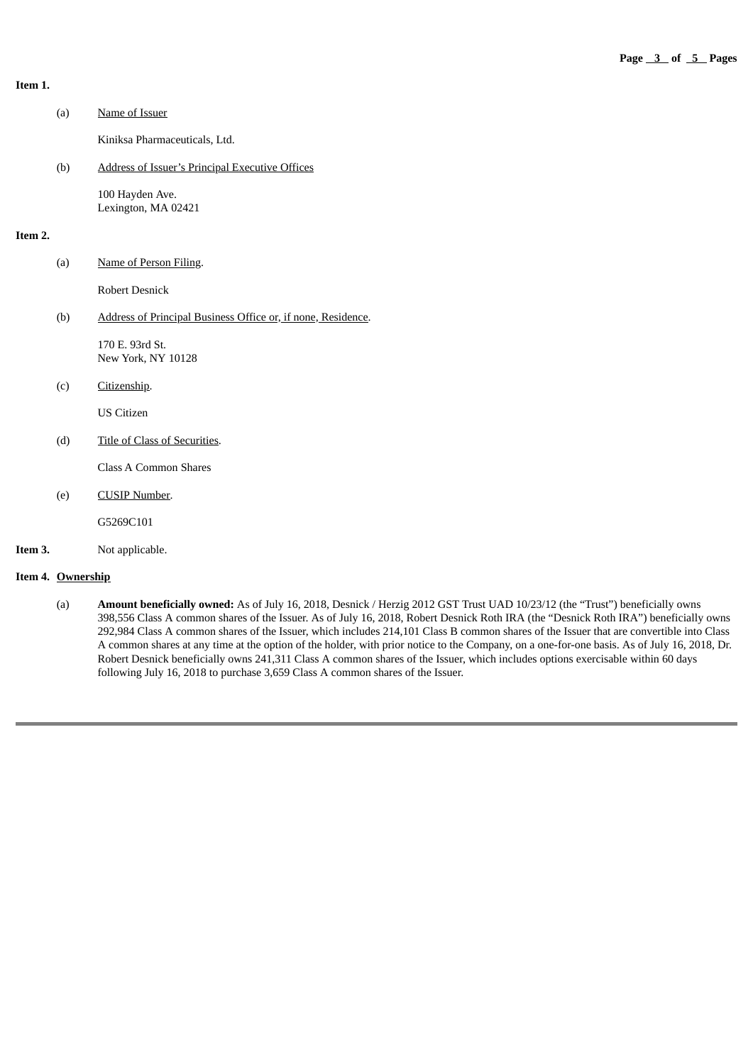**Item 1.**

(a) Name of Issuer

Kiniksa Pharmaceuticals, Ltd.

(b) Address of Issuer's Principal Executive Offices

100 Hayden Ave.
Lexington, MA 02421

**Item 2.**

(a) Name of Person Filing.

Robert Desnick

(b) Address of Principal Business Office or, if none, Residence.

170 E. 93rd St.
New York, NY 10128

(c) Citizenship.

US Citizen

(d) Title of Class of Securities.

Class A Common Shares

(e) CUSIP Number.

G5269C101

**Item 3.** Not applicable.

**Item 4. Ownership**

(a) **Amount beneficially owned:** As of July 16, 2018, Desnick / Herzig 2012 GST Trust UAD 10/23/12 (the "Trust") beneficially owns 398,556 Class A common shares of the Issuer. As of July 16, 2018, Robert Desnick Roth IRA (the "Desnick Roth IRA") beneficially owns 292,984 Class A common shares of the Issuer, which includes 214,101 Class B common shares of the Issuer that are convertible into Class A common shares at any time at the option of the holder, with prior notice to the Company, on a one-for-one basis. As of July 16, 2018, Dr. Robert Desnick beneficially owns 241,311 Class A common shares of the Issuer, which includes options exercisable within 60 days following July 16, 2018 to purchase 3,659 Class A common shares of the Issuer.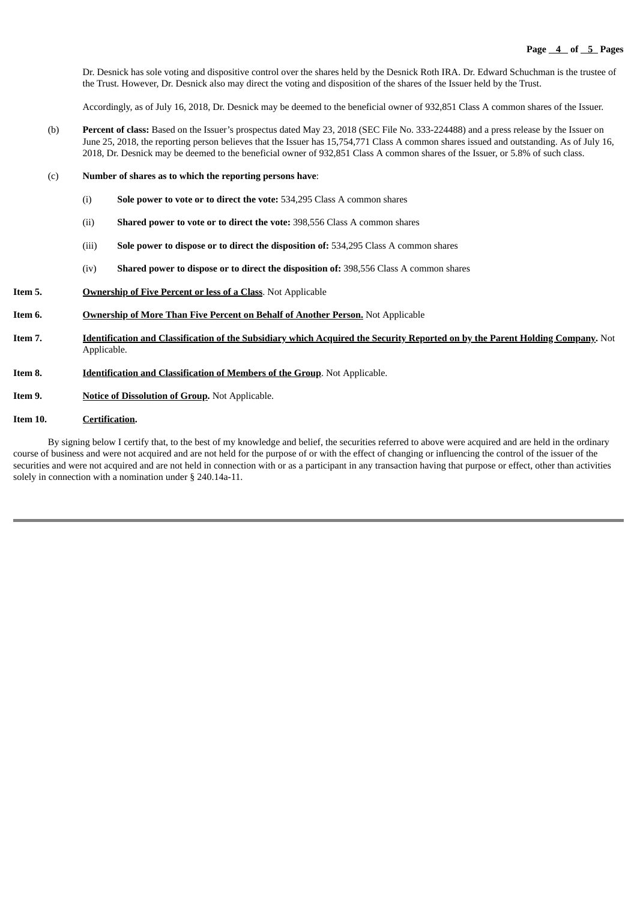Dr. Desnick has sole voting and dispositive control over the shares held by the Desnick Roth IRA. Dr. Edward Schuchman is the trustee of the Trust. However, Dr. Desnick also may direct the voting and disposition of the shares of the Issuer held by the Trust.

Accordingly, as of July 16, 2018, Dr. Desnick may be deemed to the beneficial owner of 932,851 Class A common shares of the Issuer.

(b) **Percent of class:** Based on the Issuer's prospectus dated May 23, 2018 (SEC File No. 333-224488) and a press release by the Issuer on June 25, 2018, the reporting person believes that the Issuer has 15,754,771 Class A common shares issued and outstanding. As of July 16, 2018, Dr. Desnick may be deemed to the beneficial owner of 932,851 Class A common shares of the Issuer, or 5.8% of such class.

(c) **Number of shares as to which the reporting persons have**:

(i) **Sole power to vote or to direct the vote:** 534,295 Class A common shares

(ii) **Shared power to vote or to direct the vote:** 398,556 Class A common shares

(iii) **Sole power to dispose or to direct the disposition of:** 534,295 Class A common shares

(iv) **Shared power to dispose or to direct the disposition of:** 398,556 Class A common shares

**Item 5.** **Ownership of Five Percent or less of a Class**. Not Applicable

**Item 6.** **Ownership of More Than Five Percent on Behalf of Another Person.** Not Applicable

**Item 7.** **Identification and Classification of the Subsidiary which Acquired the Security Reported on by the Parent Holding Company.** Not Applicable.

**Item 8.** **Identification and Classification of Members of the Group**. Not Applicable.

**Item 9.** **Notice of Dissolution of Group.** Not Applicable.

**Item 10.** **Certification.**

By signing below I certify that, to the best of my knowledge and belief, the securities referred to above were acquired and are held in the ordinary course of business and were not acquired and are not held for the purpose of or with the effect of changing or influencing the control of the issuer of the securities and were not acquired and are not held in connection with or as a participant in any transaction having that purpose or effect, other than activities solely in connection with a nomination under § 240.14a-11.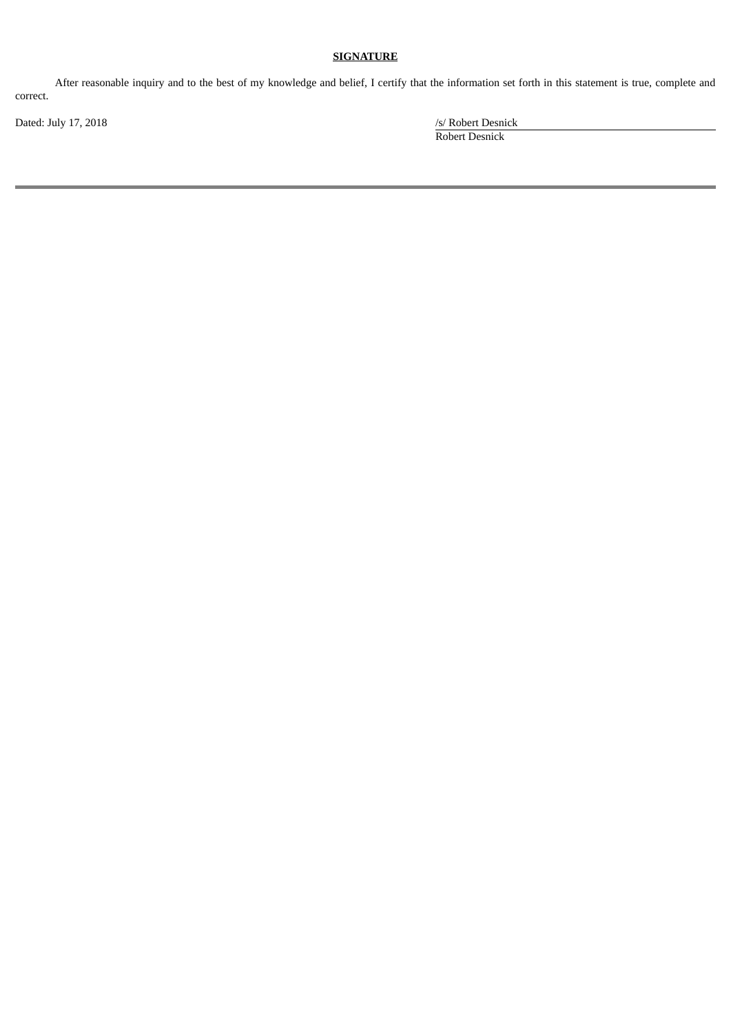**SIGNATURE**

After reasonable inquiry and to the best of my knowledge and belief, I certify that the information set forth in this statement is true, complete and correct.

| | |
|---|---|
| Dated: July 17, 2018 | /s/ Robert Desnick |
| | Robert Desnick |